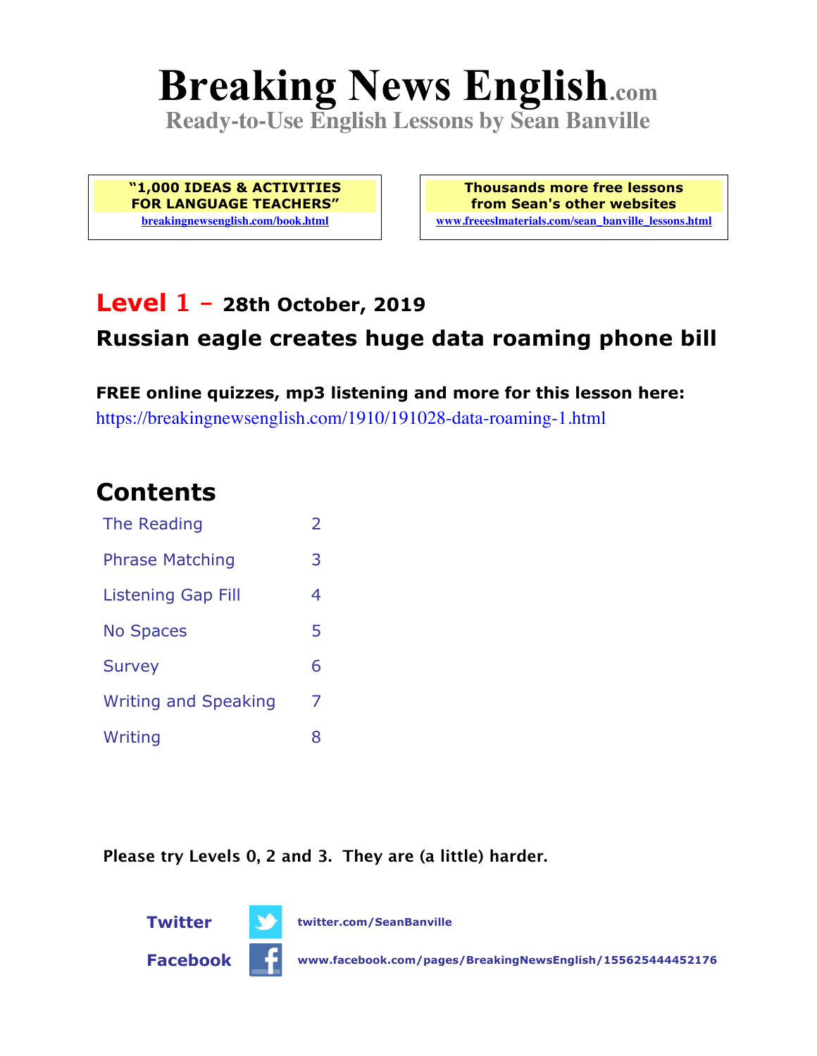# Breaking News English.com

**Ready-to-Use English Lessons by Sean Banville**

**"1,000 IDEAS & ACTIVITIES FOR LANGUAGE TEACHERS"**
breakingnewsenglish.com/book.html

**Thousands more free lessons from Sean's other websites**
www.freeeslmaterials.com/sean_banville_lessons.html

## Level 1 – 28th October, 2019

## Russian eagle creates huge data roaming phone bill

**FREE online quizzes, mp3 listening and more for this lesson here:**
https://breakingnewsenglish.com/1910/191028-data-roaming-1.html

## Contents

| | |
|---|---|
| The Reading | 2 |
| Phrase Matching | 3 |
| Listening Gap Fill | 4 |
| No Spaces | 5 |
| Survey | 6 |
| Writing and Speaking | 7 |
| Writing | 8 |

**Please try Levels 0, 2 and 3. They are (a little) harder.**

**Twitter** twitter.com/SeanBanville

**Facebook** www.facebook.com/pages/BreakingNewsEnglish/155625444452176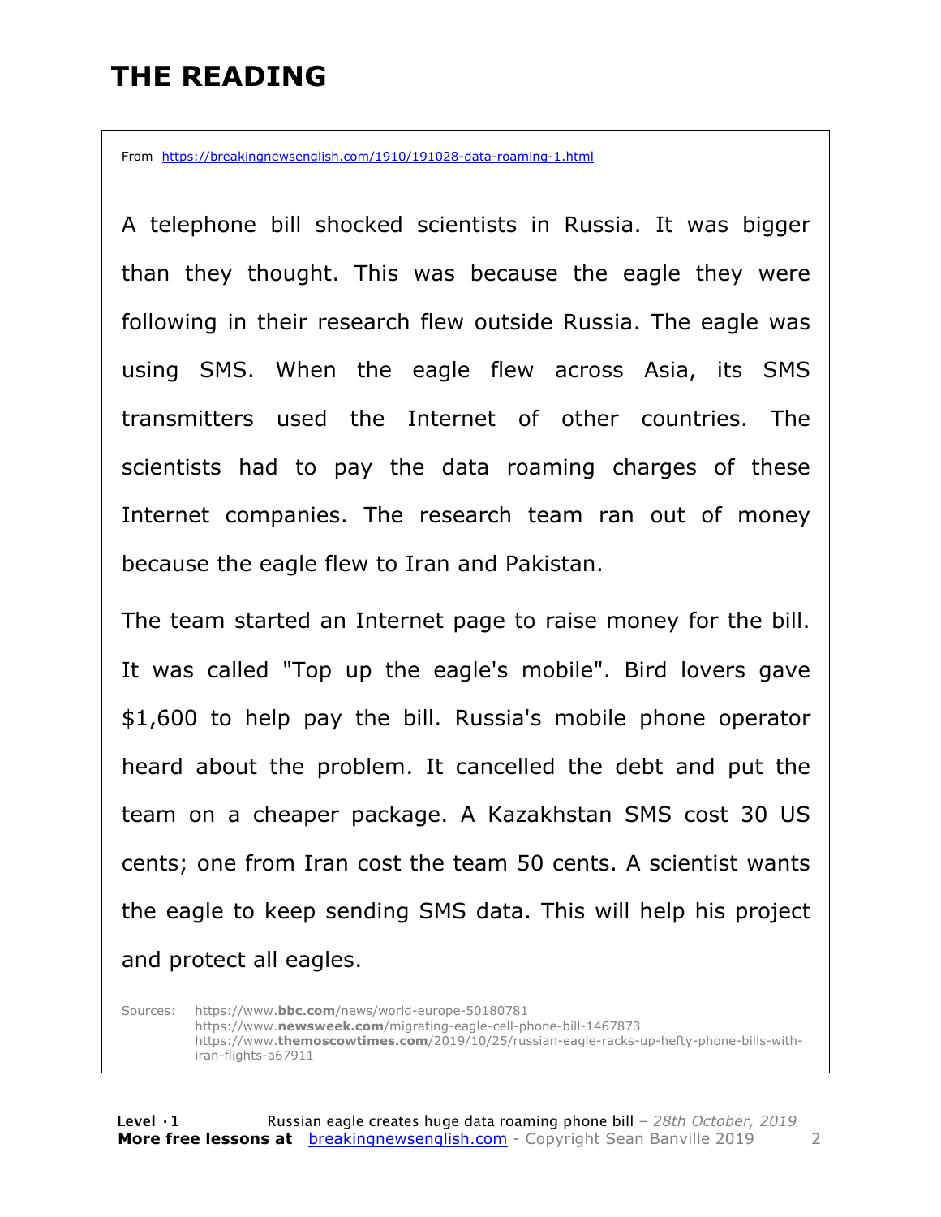# THE READING

From https://breakingnewsenglish.com/1910/191028-data-roaming-1.html

A telephone bill shocked scientists in Russia. It was bigger than they thought. This was because the eagle they were following in their research flew outside Russia. The eagle was using SMS. When the eagle flew across Asia, its SMS transmitters used the Internet of other countries. The scientists had to pay the data roaming charges of these Internet companies. The research team ran out of money because the eagle flew to Iran and Pakistan.

The team started an Internet page to raise money for the bill. It was called "Top up the eagle's mobile". Bird lovers gave $1,600 to help pay the bill. Russia's mobile phone operator heard about the problem. It cancelled the debt and put the team on a cheaper package. A Kazakhstan SMS cost 30 US cents; one from Iran cost the team 50 cents. A scientist wants the eagle to keep sending SMS data. This will help his project and protect all eagles.

Sources: https://www.bbc.com/news/world-europe-50180781
https://www.newsweek.com/migrating-eagle-cell-phone-bill-1467873
https://www.themoscowtimes.com/2019/10/25/russian-eagle-racks-up-hefty-phone-bills-with-iran-flights-a67911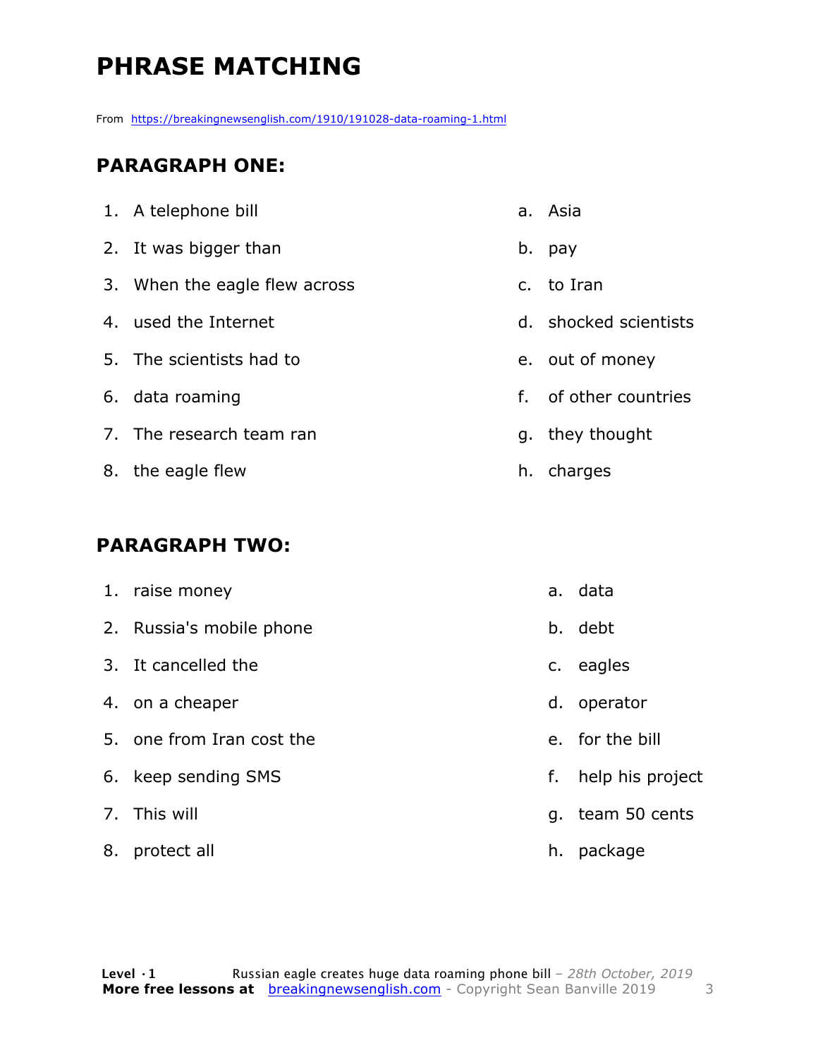# PHRASE MATCHING

From https://breakingnewsenglish.com/1910/191028-data-roaming-1.html

## PARAGRAPH ONE:

| | |
|---|---|
| 1. A telephone bill | a. Asia |
| 2. It was bigger than | b. pay |
| 3. When the eagle flew across | c. to Iran |
| 4. used the Internet | d. shocked scientists |
| 5. The scientists had to | e. out of money |
| 6. data roaming | f. of other countries |
| 7. The research team ran | g. they thought |
| 8. the eagle flew | h. charges |

## PARAGRAPH TWO:

| | |
|---|---|
| 1. raise money | a. data |
| 2. Russia's mobile phone | b. debt |
| 3. It cancelled the | c. eagles |
| 4. on a cheaper | d. operator |
| 5. one from Iran cost the | e. for the bill |
| 6. keep sending SMS | f. help his project |
| 7. This will | g. team 50 cents |
| 8. protect all | h. package |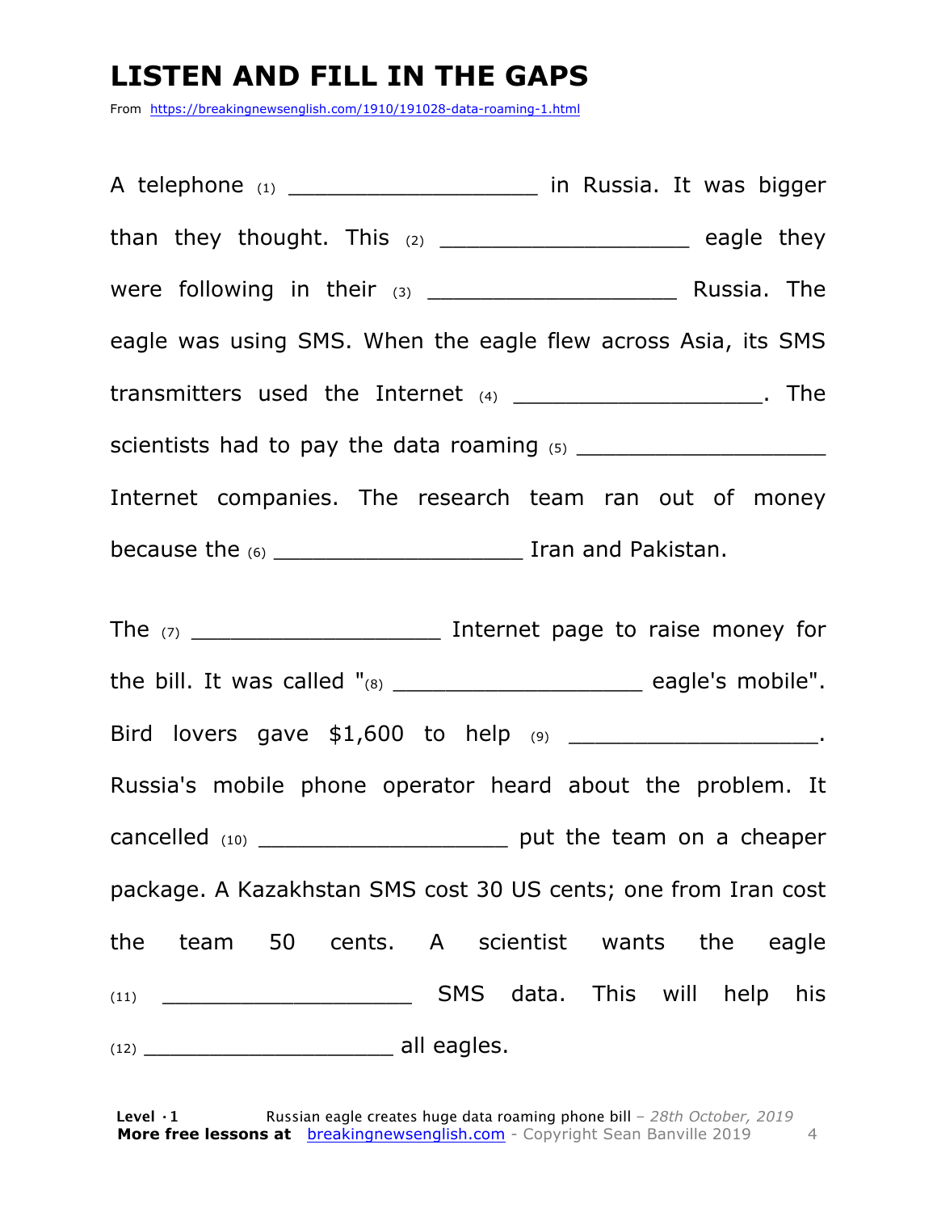# LISTEN AND FILL IN THE GAPS

From https://breakingnewsenglish.com/1910/191028-data-roaming-1.html

A telephone (1) ___________________ in Russia. It was bigger than they thought. This (2) ___________________ eagle they were following in their (3) ___________________ Russia. The eagle was using SMS. When the eagle flew across Asia, its SMS transmitters used the Internet (4) ___________________. The scientists had to pay the data roaming (5) ___________________ Internet companies. The research team ran out of money because the (6) ___________________ Iran and Pakistan.

The (7) ___________________ Internet page to raise money for the bill. It was called "(8) ___________________ eagle's mobile". Bird lovers gave $1,600 to help (9) ___________________. Russia's mobile phone operator heard about the problem. It cancelled (10) ___________________ put the team on a cheaper package. A Kazakhstan SMS cost 30 US cents; one from Iran cost the team 50 cents. A scientist wants the eagle (11) ___________________ SMS data. This will help his (12) ___________________ all eagles.

Level · 1 Russian eagle creates huge data roaming phone bill – *28th October, 2019*
**More free lessons at** breakingnewsenglish.com - Copyright Sean Banville 2019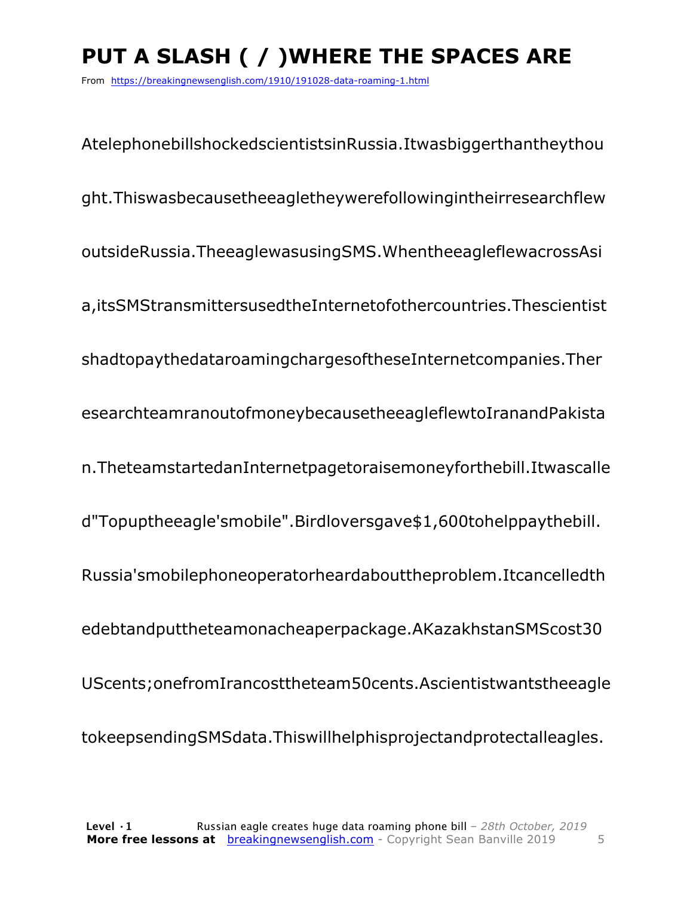# PUT A SLASH ( / )WHERE THE SPACES ARE

From https://breakingnewsenglish.com/1910/191028-data-roaming-1.html

AtelephonebillshockedscientistsinRussia.Itwasbiggerthantheythou

ght.Thiswasbecausetheeagletheywerefollowingintheirresearchflew

outsideRussia.TheeaglewasusingSMS.WhentheeagleflewacrossAsi

a,itsSMStransmittersusedtheInternetofothercountries.Thescientist

shadtopaythedataroamingchargesoftheseInternetcompanies.Ther

esearchteamranoutofmoneybecausetheeagleflewtoIranandPakista

n.TheteamstartedanInternetpagetoraisemoneyforthebill.Itwascalle

d"Topuptheeagle'smobile".Birdloversgave$1,600tohelppaythebill.

Russia'smobilephoneoperatorheardabouttheproblem.Itcancelledth

edebtandputtheteamonacheaperpackage.AKazakhstanSMScost30

UScents;onefromIrancosttheteam50cents.Ascientistwantstheeagle

tokeepsendingSMSdata.Thiswillhelphisprojectandprotectalleagles.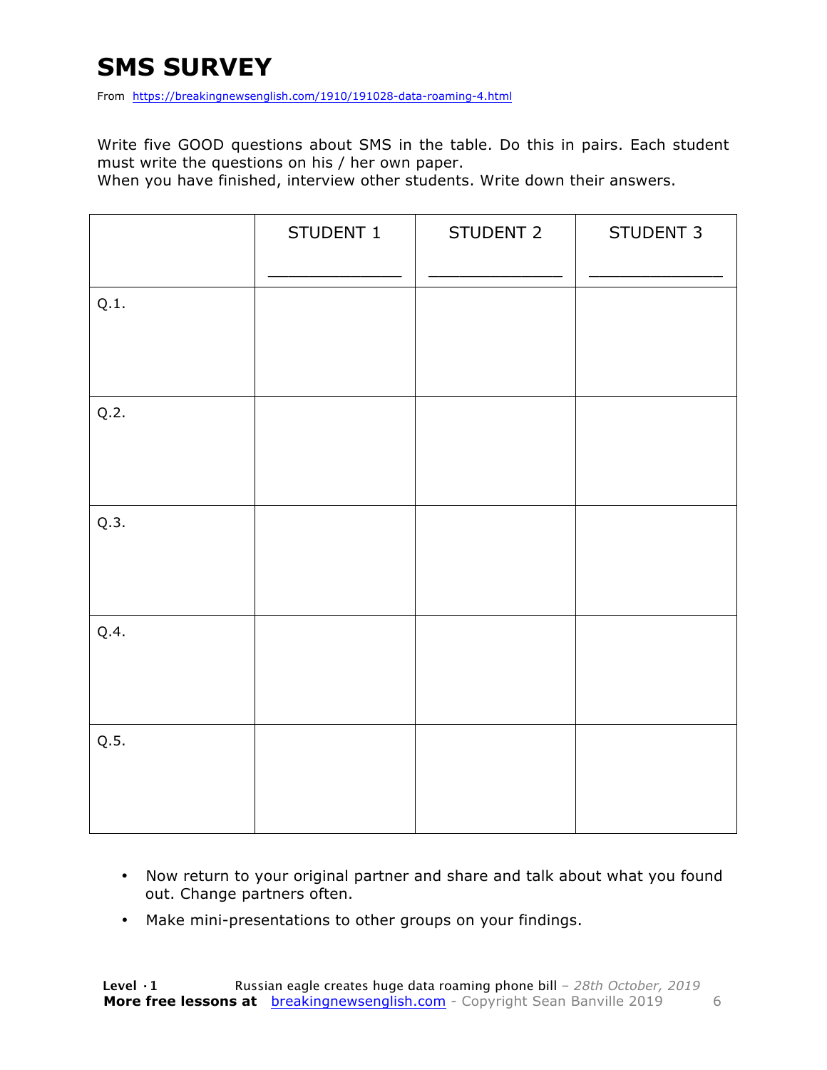# SMS SURVEY

From https://breakingnewsenglish.com/1910/191028-data-roaming-4.html

Write five GOOD questions about SMS in the table. Do this in pairs. Each student must write the questions on his / her own paper.
When you have finished, interview other students. Write down their answers.

| | STUDENT 1<br>_____________ | STUDENT 2<br>_____________ | STUDENT 3<br>_____________ |
|---|---|---|---|
| Q.1. | | | |
| Q.2. | | | |
| Q.3. | | | |
| Q.4. | | | |
| Q.5. | | | |

- Now return to your original partner and share and talk about what you found out. Change partners often.
- Make mini-presentations to other groups on your findings.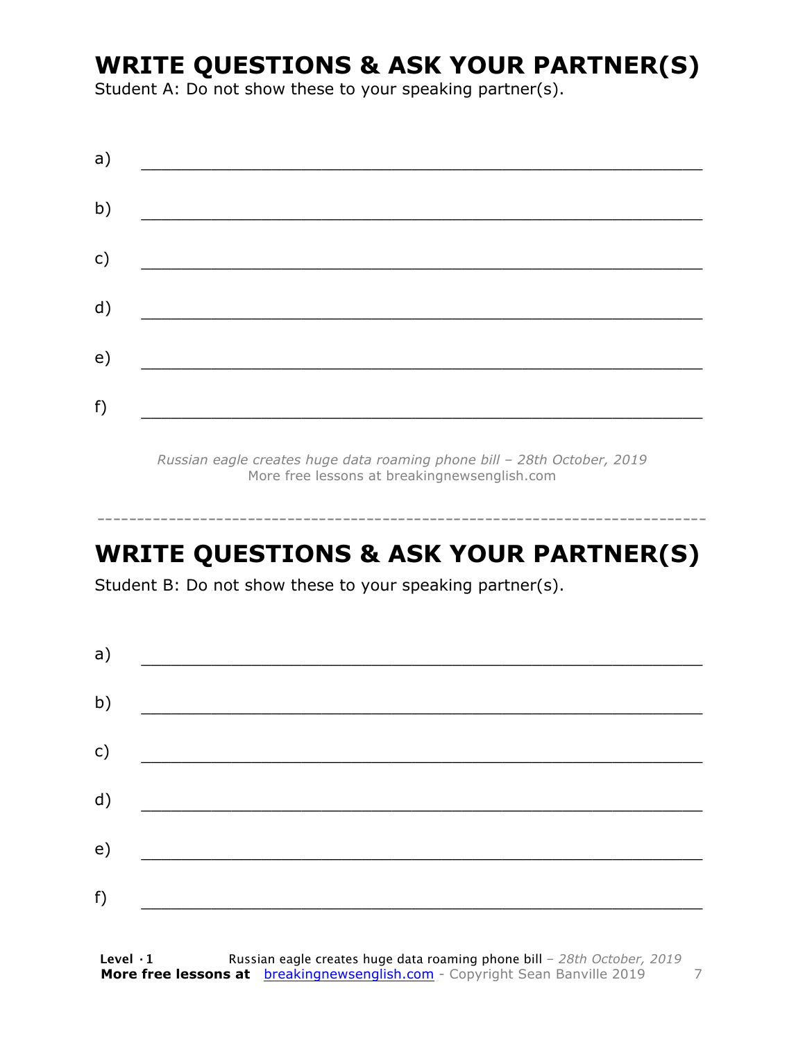# WRITE QUESTIONS & ASK YOUR PARTNER(S)

Student A: Do not show these to your speaking partner(s).

a) ___________________________________________________________

b) ___________________________________________________________

c) ___________________________________________________________

d) ___________________________________________________________

e) ___________________________________________________________

f) ___________________________________________________________

*Russian eagle creates huge data roaming phone bill – 28th October, 2019*
More free lessons at breakingnewsenglish.com

---

# WRITE QUESTIONS & ASK YOUR PARTNER(S)

Student B: Do not show these to your speaking partner(s).

a) ___________________________________________________________

b) ___________________________________________________________

c) ___________________________________________________________

d) ___________________________________________________________

e) ___________________________________________________________

f) ___________________________________________________________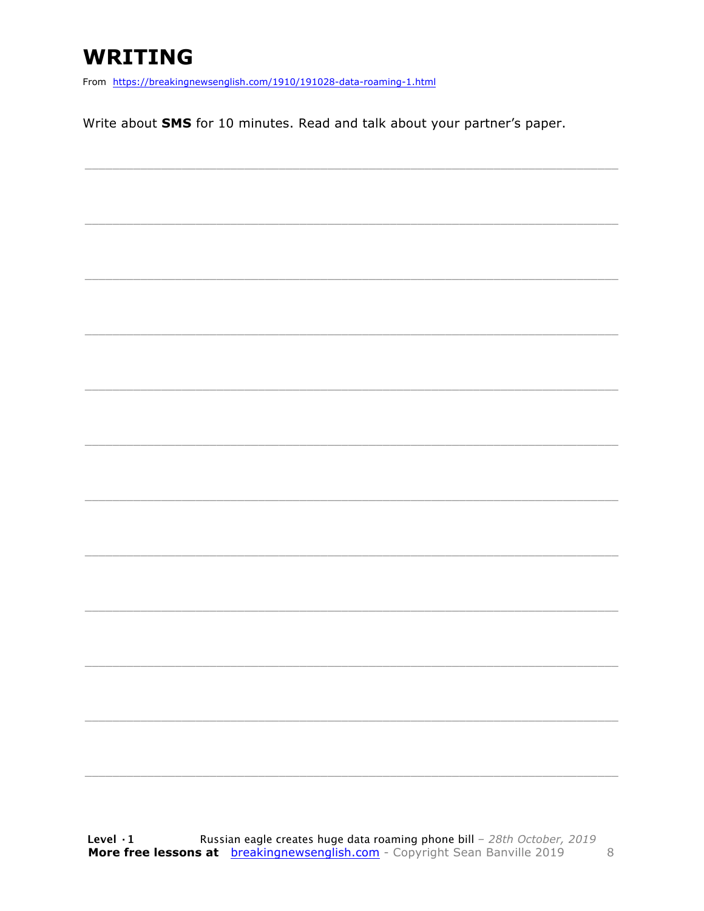# WRITING

From https://breakingnewsenglish.com/1910/191028-data-roaming-1.html

Write about **SMS** for 10 minutes. Read and talk about your partner's paper.

___

___

___

___

___

___

___

___

___

___

___

___